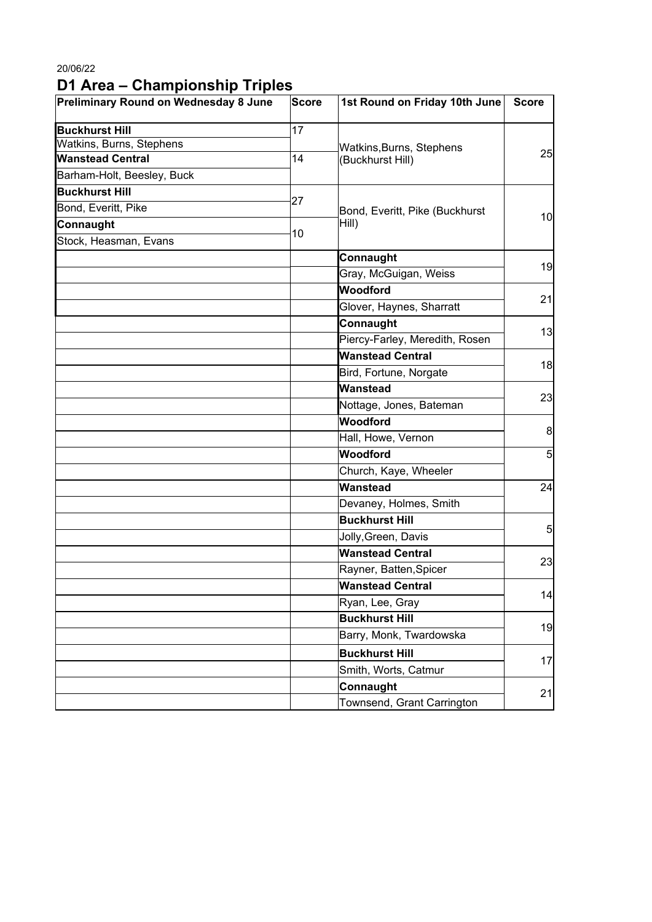20/06/22

# D1 Area – Championship Triples

| Preliminary Round on Wednesday 8 June | Score | 1st Round on Friday 10th June | Score |
|---|---|---|---|
| **Buckhurst Hill** | 17 | Watkins,Burns, Stephens (Buckhurst Hill) | 25 |
| Watkins, Burns, Stephens | | | |
| **Wanstead Central** | 14 | | |
| Barham-Holt, Beesley, Buck | | | |
| **Buckhurst Hill** | 27 | Bond, Everitt, Pike (Buckhurst Hill) | 10 |
| Bond, Everitt, Pike | | | |
| **Connaught** | 10 | | |
| Stock, Heasman, Evans | | | |
| | | **Connaught** | 19 |
| | | Gray, McGuigan, Weiss | |
| | | **Woodford** | 21 |
| | | Glover, Haynes, Sharratt | |
| | | **Connaught** | 13 |
| | | Piercy-Farley, Meredith, Rosen | |
| | | **Wanstead Central** | 18 |
| | | Bird, Fortune, Norgate | |
| | | **Wanstead** | 23 |
| | | Nottage, Jones, Bateman | |
| | | **Woodford** | 8 |
| | | Hall, Howe, Vernon | |
| | | **Woodford** | 5 |
| | | Church, Kaye, Wheeler | |
| | | **Wanstead** | 24 |
| | | Devaney, Holmes, Smith | |
| | | **Buckhurst Hill** | 5 |
| | | Jolly,Green, Davis | |
| | | **Wanstead Central** | 23 |
| | | Rayner, Batten,Spicer | |
| | | **Wanstead Central** | 14 |
| | | Ryan, Lee, Gray | |
| | | **Buckhurst Hill** | 19 |
| | | Barry, Monk, Twardowska | |
| | | **Buckhurst Hill** | 17 |
| | | Smith, Worts, Catmur | |
| | | **Connaught** | 21 |
| | | Townsend, Grant Carrington | |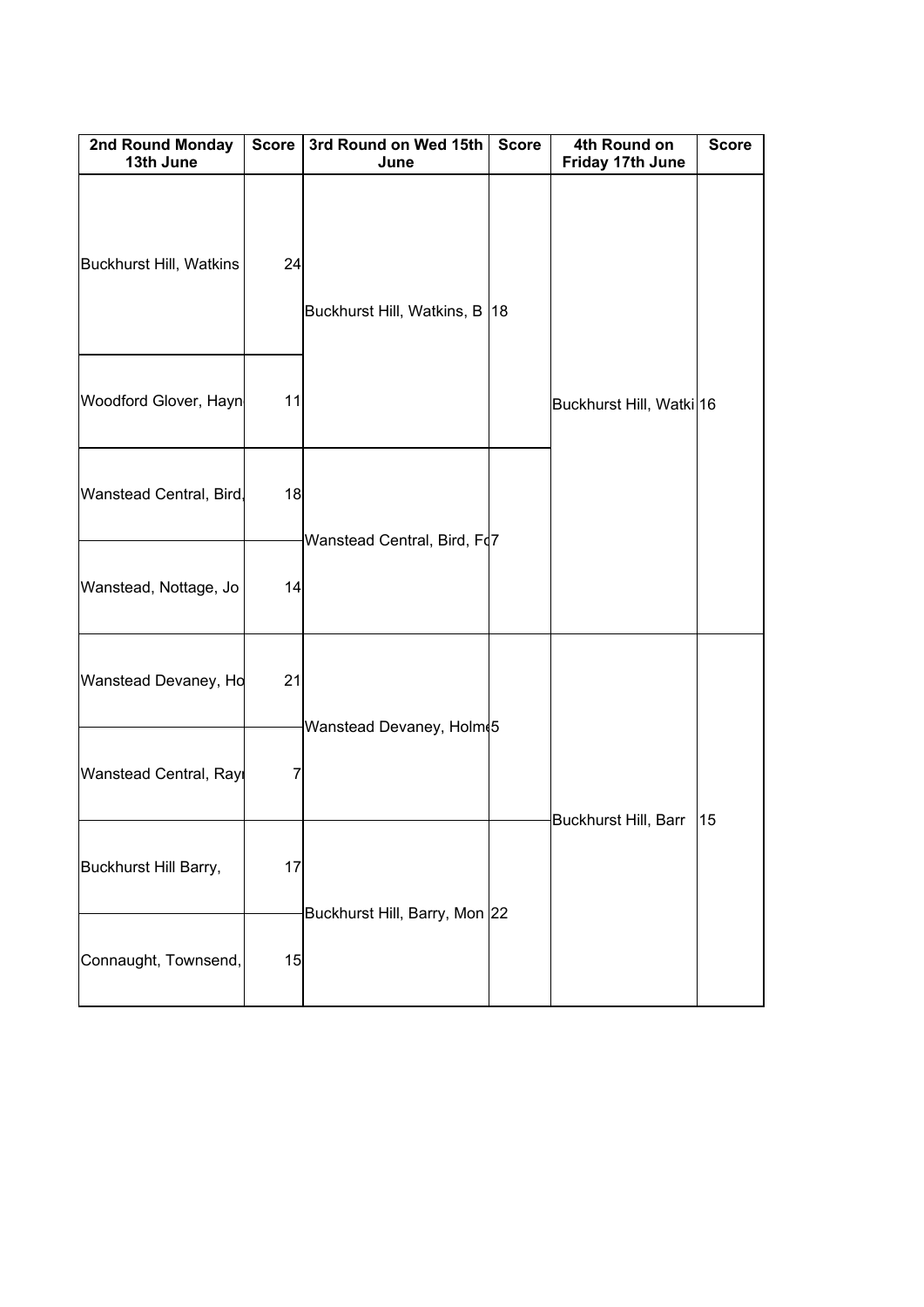| 2nd Round Monday 13th June | Score | 3rd Round on Wed 15th June | Score | 4th Round on Friday 17th June | Score |
|---|---|---|---|---|---|
| Buckhurst Hill, Watkins | 24 | Buckhurst Hill, Watkins, B | 18 | Buckhurst Hill, Watki | 16 |
| Woodford Glover, Hayn | 11 | | | | |
| Wanstead Central, Bird, | 18 | Wanstead Central, Bird, Fo | 7 | | |
| Wanstead, Nottage, Jo | 14 | | | | |
| Wanstead Devaney, Ho | 21 | Wanstead Devaney, Holme | 5 | Buckhurst Hill, Barr | 15 |
| Wanstead Central, Rayı | 7 | | | | |
| Buckhurst Hill Barry, | 17 | Buckhurst Hill, Barry, Mon | 22 | | |
| Connaught, Townsend, | 15 | | | | |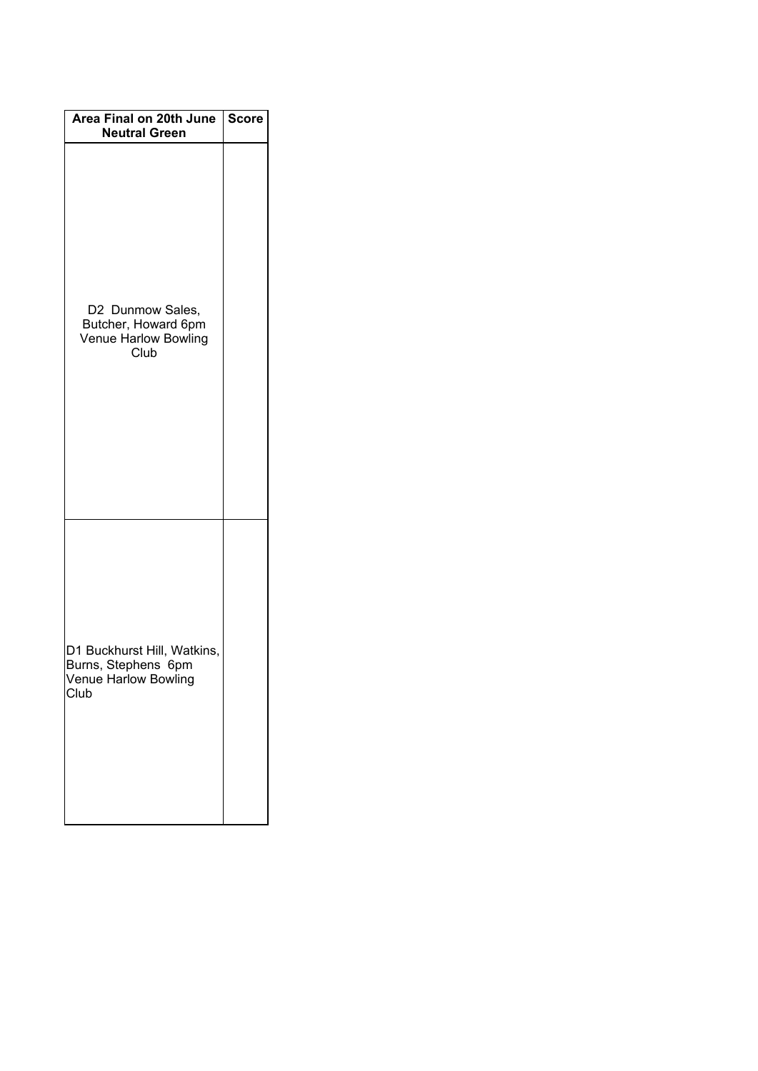| Area Final on 20th June Neutral Green | Score |
|---|---|
| D2 Dunmow Sales, Butcher, Howard 6pm Venue Harlow Bowling Club | |
| D1 Buckhurst Hill, Watkins, Burns, Stephens 6pm Venue Harlow Bowling Club | |